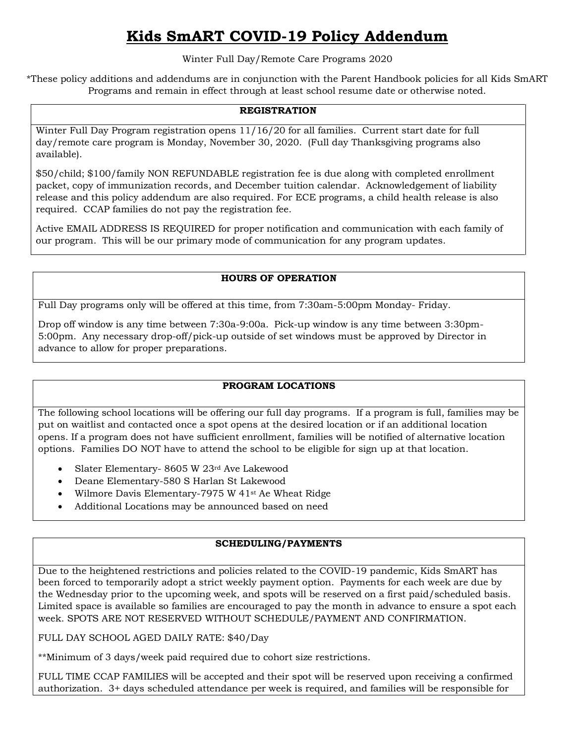# Kids SmART COVID-19 Policy Addendum

Winter Full Day/Remote Care Programs 2020

*These policy additions and addendums are in conjunction with the Parent Handbook policies for all Kids SmART Programs and remain in effect through at least school resume date or otherwise noted.

## REGISTRATION

Winter Full Day Program registration opens 11/16/20 for all families. Current start date for full day/remote care program is Monday, November 30, 2020. (Full day Thanksgiving programs also available).

$50/child; $100/family NON REFUNDABLE registration fee is due along with completed enrollment packet, copy of immunization records, and December tuition calendar. Acknowledgement of liability release and this policy addendum are also required. For ECE programs, a child health release is also required. CCAP families do not pay the registration fee.

Active EMAIL ADDRESS IS REQUIRED for proper notification and communication with each family of our program. This will be our primary mode of communication for any program updates.

## HOURS OF OPERATION

Full Day programs only will be offered at this time, from 7:30am-5:00pm Monday- Friday.

Drop off window is any time between 7:30a-9:00a. Pick-up window is any time between 3:30pm-5:00pm. Any necessary drop-off/pick-up outside of set windows must be approved by Director in advance to allow for proper preparations.

## PROGRAM LOCATIONS

The following school locations will be offering our full day programs. If a program is full, families may be put on waitlist and contacted once a spot opens at the desired location or if an additional location opens. If a program does not have sufficient enrollment, families will be notified of alternative location options. Families DO NOT have to attend the school to be eligible for sign up at that location.

- Slater Elementary- 8605 W 23rd Ave Lakewood
- Deane Elementary-580 S Harlan St Lakewood
- Wilmore Davis Elementary-7975 W 41st Ae Wheat Ridge
- Additional Locations may be announced based on need

## SCHEDULING/PAYMENTS

Due to the heightened restrictions and policies related to the COVID-19 pandemic, Kids SmART has been forced to temporarily adopt a strict weekly payment option. Payments for each week are due by the Wednesday prior to the upcoming week, and spots will be reserved on a first paid/scheduled basis. Limited space is available so families are encouraged to pay the month in advance to ensure a spot each week. SPOTS ARE NOT RESERVED WITHOUT SCHEDULE/PAYMENT AND CONFIRMATION.

FULL DAY SCHOOL AGED DAILY RATE: $40/Day

**Minimum of 3 days/week paid required due to cohort size restrictions.

FULL TIME CCAP FAMILIES will be accepted and their spot will be reserved upon receiving a confirmed authorization. 3+ days scheduled attendance per week is required, and families will be responsible for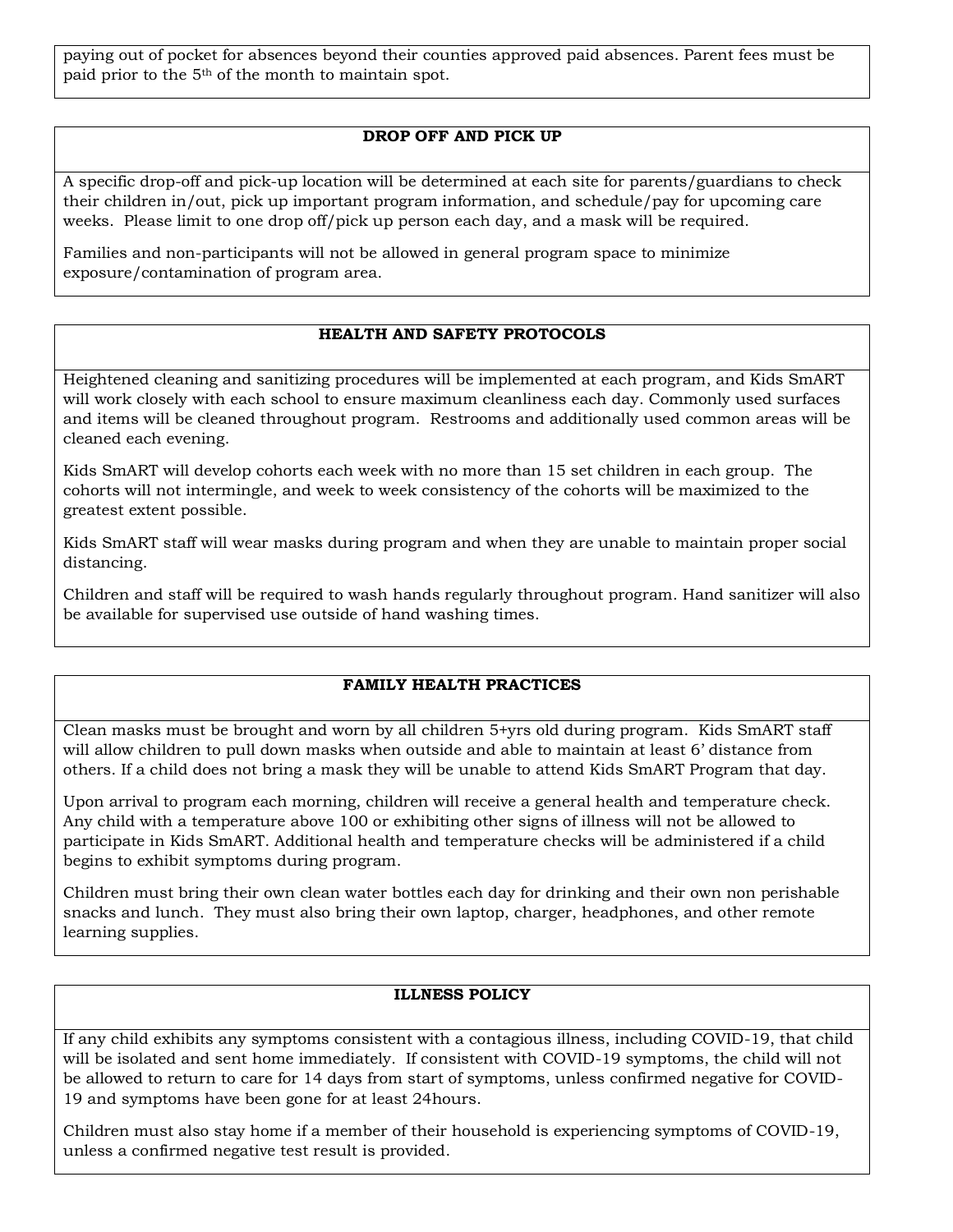paying out of pocket for absences beyond their counties approved paid absences. Parent fees must be paid prior to the 5th of the month to maintain spot.

## DROP OFF AND PICK UP

A specific drop-off and pick-up location will be determined at each site for parents/guardians to check their children in/out, pick up important program information, and schedule/pay for upcoming care weeks. Please limit to one drop off/pick up person each day, and a mask will be required.

Families and non-participants will not be allowed in general program space to minimize exposure/contamination of program area.

## HEALTH AND SAFETY PROTOCOLS

Heightened cleaning and sanitizing procedures will be implemented at each program, and Kids SmART will work closely with each school to ensure maximum cleanliness each day. Commonly used surfaces and items will be cleaned throughout program. Restrooms and additionally used common areas will be cleaned each evening.

Kids SmART will develop cohorts each week with no more than 15 set children in each group. The cohorts will not intermingle, and week to week consistency of the cohorts will be maximized to the greatest extent possible.

Kids SmART staff will wear masks during program and when they are unable to maintain proper social distancing.

Children and staff will be required to wash hands regularly throughout program. Hand sanitizer will also be available for supervised use outside of hand washing times.

## FAMILY HEALTH PRACTICES

Clean masks must be brought and worn by all children 5+yrs old during program. Kids SmART staff will allow children to pull down masks when outside and able to maintain at least 6' distance from others. If a child does not bring a mask they will be unable to attend Kids SmART Program that day.

Upon arrival to program each morning, children will receive a general health and temperature check. Any child with a temperature above 100 or exhibiting other signs of illness will not be allowed to participate in Kids SmART. Additional health and temperature checks will be administered if a child begins to exhibit symptoms during program.

Children must bring their own clean water bottles each day for drinking and their own non perishable snacks and lunch. They must also bring their own laptop, charger, headphones, and other remote learning supplies.

## ILLNESS POLICY

If any child exhibits any symptoms consistent with a contagious illness, including COVID-19, that child will be isolated and sent home immediately. If consistent with COVID-19 symptoms, the child will not be allowed to return to care for 14 days from start of symptoms, unless confirmed negative for COVID-19 and symptoms have been gone for at least 24hours.

Children must also stay home if a member of their household is experiencing symptoms of COVID-19, unless a confirmed negative test result is provided.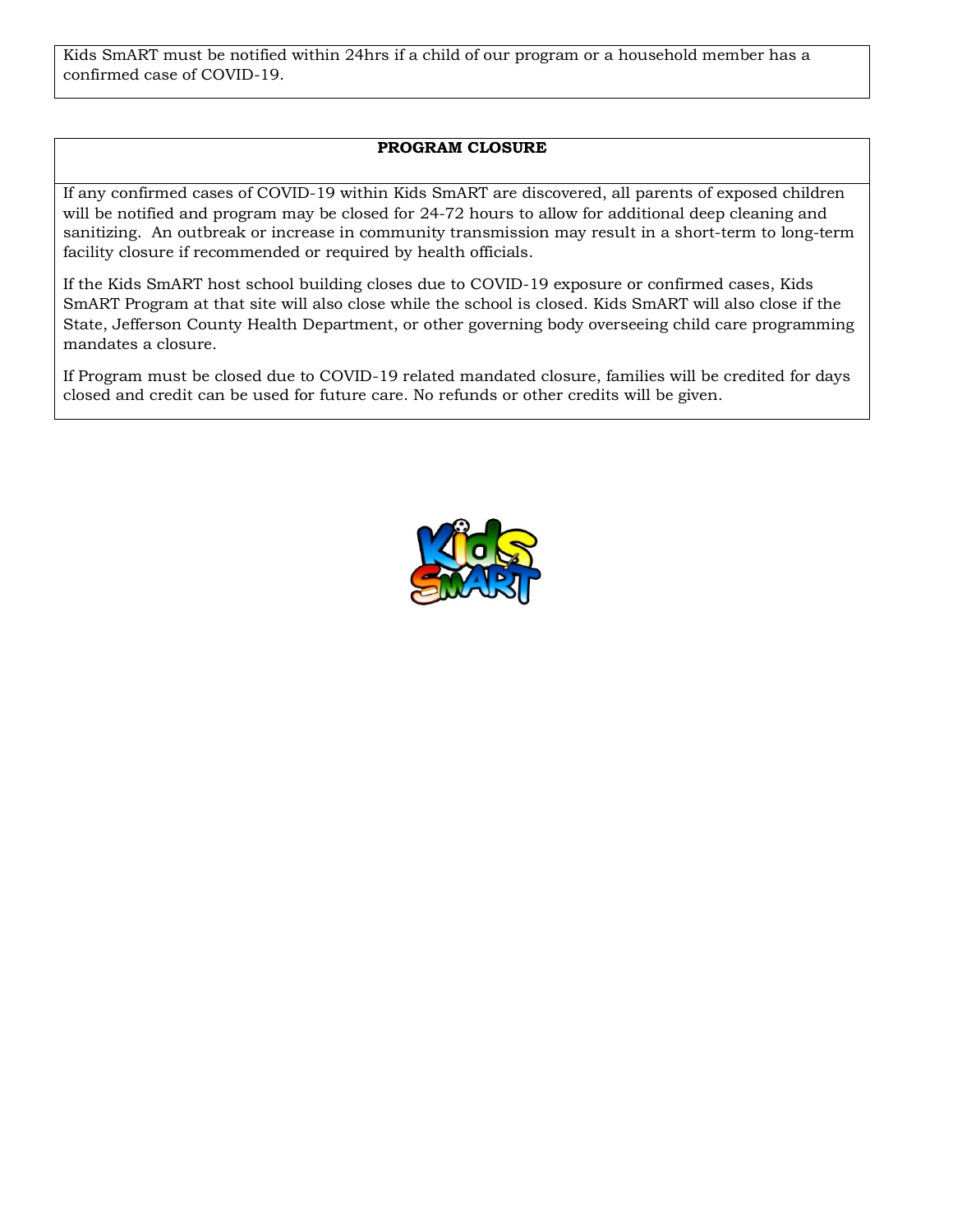Kids SmART must be notified within 24hrs if a child of our program or a household member has a confirmed case of COVID-19.

**PROGRAM CLOSURE**

If any confirmed cases of COVID-19 within Kids SmART are discovered, all parents of exposed children will be notified and program may be closed for 24-72 hours to allow for additional deep cleaning and sanitizing. An outbreak or increase in community transmission may result in a short-term to long-term facility closure if recommended or required by health officials.

If the Kids SmART host school building closes due to COVID-19 exposure or confirmed cases, Kids SmART Program at that site will also close while the school is closed. Kids SmART will also close if the State, Jefferson County Health Department, or other governing body overseeing child care programming mandates a closure.

If Program must be closed due to COVID-19 related mandated closure, families will be credited for days closed and credit can be used for future care. No refunds or other credits will be given.